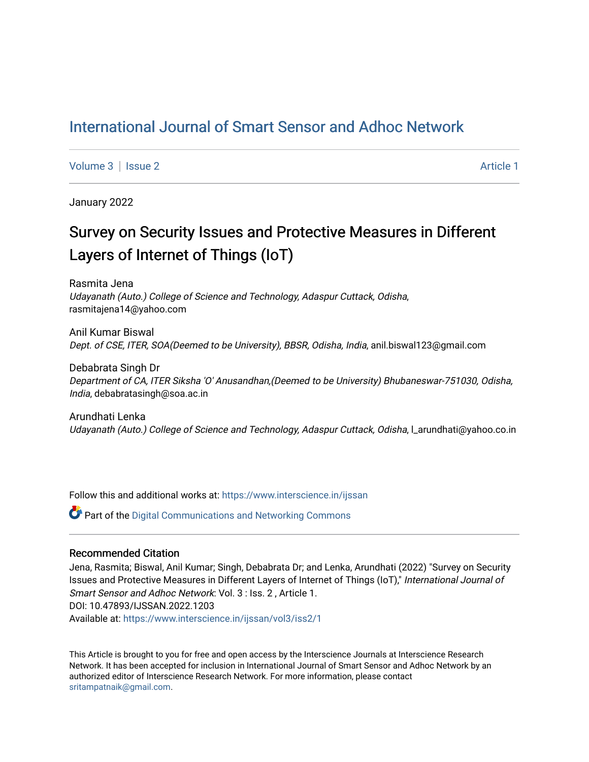# International Journal of Smart Sensor and Adhoc Network

Volume 3 | Issue 2 Article 1

January 2022

## Survey on Security Issues and Protective Measures in Different Layers of Internet of Things (IoT)

Rasmita Jena
*Udayanath (Auto.) College of Science and Technology, Adaspur Cuttack, Odisha*, rasmitajena14@yahoo.com

Anil Kumar Biswal
*Dept. of CSE, ITER, SOA(Deemed to be University), BBSR, Odisha, India*, anil.biswal123@gmail.com

Debabrata Singh Dr
*Department of CA, ITER Siksha 'O' Anusandhan,(Deemed to be University) Bhubaneswar-751030, Odisha, India*, debabratasingh@soa.ac.in

Arundhati Lenka
*Udayanath (Auto.) College of Science and Technology, Adaspur Cuttack, Odisha*, l_arundhati@yahoo.co.in

Follow this and additional works at: https://www.interscience.in/ijssan

Part of the Digital Communications and Networking Commons

### Recommended Citation

Jena, Rasmita; Biswal, Anil Kumar; Singh, Debabrata Dr; and Lenka, Arundhati (2022) "Survey on Security Issues and Protective Measures in Different Layers of Internet of Things (IoT)," *International Journal of Smart Sensor and Adhoc Network*: Vol. 3 : Iss. 2 , Article 1.
DOI: 10.47893/IJSSAN.2022.1203
Available at: https://www.interscience.in/ijssan/vol3/iss2/1

This Article is brought to you for free and open access by the Interscience Journals at Interscience Research Network. It has been accepted for inclusion in International Journal of Smart Sensor and Adhoc Network by an authorized editor of Interscience Research Network. For more information, please contact sritampatnaik@gmail.com.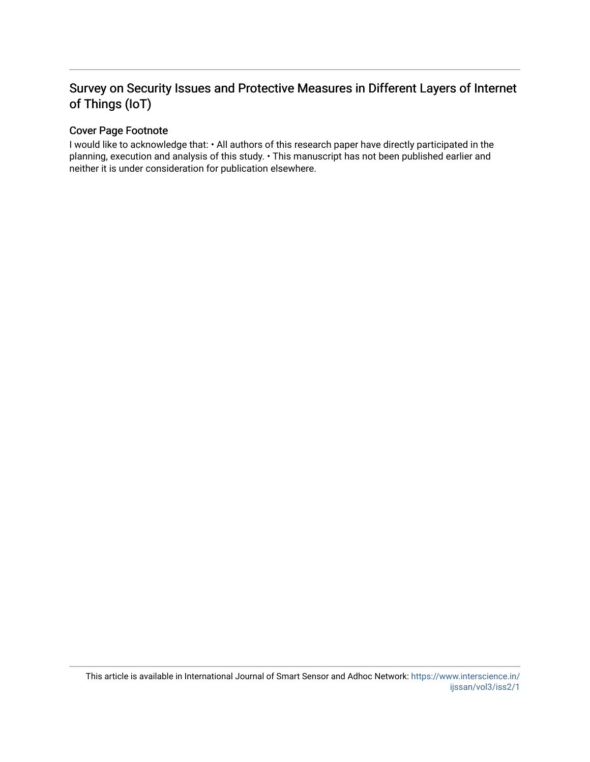# Survey on Security Issues and Protective Measures in Different Layers of Internet of Things (IoT)

## Cover Page Footnote

I would like to acknowledge that: • All authors of this research paper have directly participated in the planning, execution and analysis of this study. • This manuscript has not been published earlier and neither it is under consideration for publication elsewhere.

This article is available in International Journal of Smart Sensor and Adhoc Network: https://www.interscience.in/ijssan/vol3/iss2/1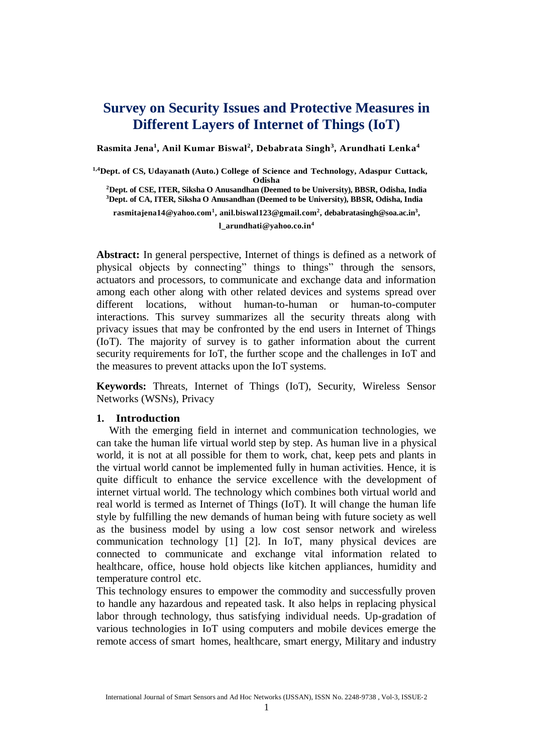# Survey on Security Issues and Protective Measures in Different Layers of Internet of Things (IoT)

**Rasmita Jena[1], Anil Kumar Biswal[2], Debabrata Singh[3], Arundhati Lenka[4]**

**[1,4]Dept. of CS, Udayanath (Auto.) College of Science and Technology, Adaspur Cuttack, Odisha**

**[2]Dept. of CSE, ITER, Siksha O Anusandhan (Deemed to be University), BBSR, Odisha, India**

**[3]Dept. of CA, ITER, Siksha O Anusandhan (Deemed to be University), BBSR, Odisha, India**

**rasmitajena14@yahoo.com[1], anil.biswal123@gmail.com[2], debabratasingh@soa.ac.in[3], l_arundhati@yahoo.co.in[4]**

**Abstract:** In general perspective, Internet of things is defined as a network of physical objects by connecting" things to things" through the sensors, actuators and processors, to communicate and exchange data and information among each other along with other related devices and systems spread over different locations, without human-to-human or human-to-computer interactions. This survey summarizes all the security threats along with privacy issues that may be confronted by the end users in Internet of Things (IoT). The majority of survey is to gather information about the current security requirements for IoT, the further scope and the challenges in IoT and the measures to prevent attacks upon the IoT systems.

**Keywords:** Threats, Internet of Things (IoT), Security, Wireless Sensor Networks (WSNs), Privacy

## 1. Introduction

With the emerging field in internet and communication technologies, we can take the human life virtual world step by step. As human live in a physical world, it is not at all possible for them to work, chat, keep pets and plants in the virtual world cannot be implemented fully in human activities. Hence, it is quite difficult to enhance the service excellence with the development of internet virtual world. The technology which combines both virtual world and real world is termed as Internet of Things (IoT). It will change the human life style by fulfilling the new demands of human being with future society as well as the business model by using a low cost sensor network and wireless communication technology [1] [2]. In IoT, many physical devices are connected to communicate and exchange vital information related to healthcare, office, house hold objects like kitchen appliances, humidity and temperature control etc.

This technology ensures to empower the commodity and successfully proven to handle any hazardous and repeated task. It also helps in replacing physical labor through technology, thus satisfying individual needs. Up-gradation of various technologies in IoT using computers and mobile devices emerge the remote access of smart homes, healthcare, smart energy, Military and industry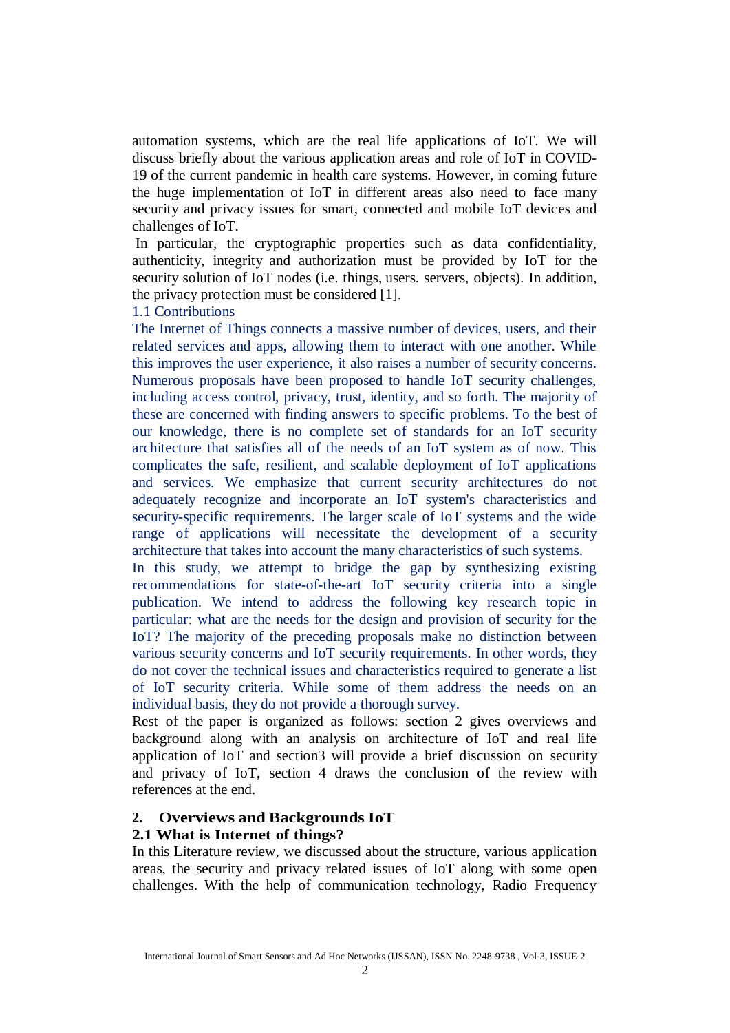automation systems, which are the real life applications of IoT. We will discuss briefly about the various application areas and role of IoT in COVID-19 of the current pandemic in health care systems. However, in coming future the huge implementation of IoT in different areas also need to face many security and privacy issues for smart, connected and mobile IoT devices and challenges of IoT.

In particular, the cryptographic properties such as data confidentiality, authenticity, integrity and authorization must be provided by IoT for the security solution of IoT nodes (i.e. things, users. servers, objects). In addition, the privacy protection must be considered [1].

### 1.1 Contributions

The Internet of Things connects a massive number of devices, users, and their related services and apps, allowing them to interact with one another. While this improves the user experience, it also raises a number of security concerns. Numerous proposals have been proposed to handle IoT security challenges, including access control, privacy, trust, identity, and so forth. The majority of these are concerned with finding answers to specific problems. To the best of our knowledge, there is no complete set of standards for an IoT security architecture that satisfies all of the needs of an IoT system as of now. This complicates the safe, resilient, and scalable deployment of IoT applications and services. We emphasize that current security architectures do not adequately recognize and incorporate an IoT system's characteristics and security-specific requirements. The larger scale of IoT systems and the wide range of applications will necessitate the development of a security architecture that takes into account the many characteristics of such systems.

In this study, we attempt to bridge the gap by synthesizing existing recommendations for state-of-the-art IoT security criteria into a single publication. We intend to address the following key research topic in particular: what are the needs for the design and provision of security for the IoT? The majority of the preceding proposals make no distinction between various security concerns and IoT security requirements. In other words, they do not cover the technical issues and characteristics required to generate a list of IoT security criteria. While some of them address the needs on an individual basis, they do not provide a thorough survey.

Rest of the paper is organized as follows: section 2 gives overviews and background along with an analysis on architecture of IoT and real life application of IoT and section3 will provide a brief discussion on security and privacy of IoT, section 4 draws the conclusion of the review with references at the end.

## 2. Overviews and Backgrounds IoT

### 2.1 What is Internet of things?

In this Literature review, we discussed about the structure, various application areas, the security and privacy related issues of IoT along with some open challenges. With the help of communication technology, Radio Frequency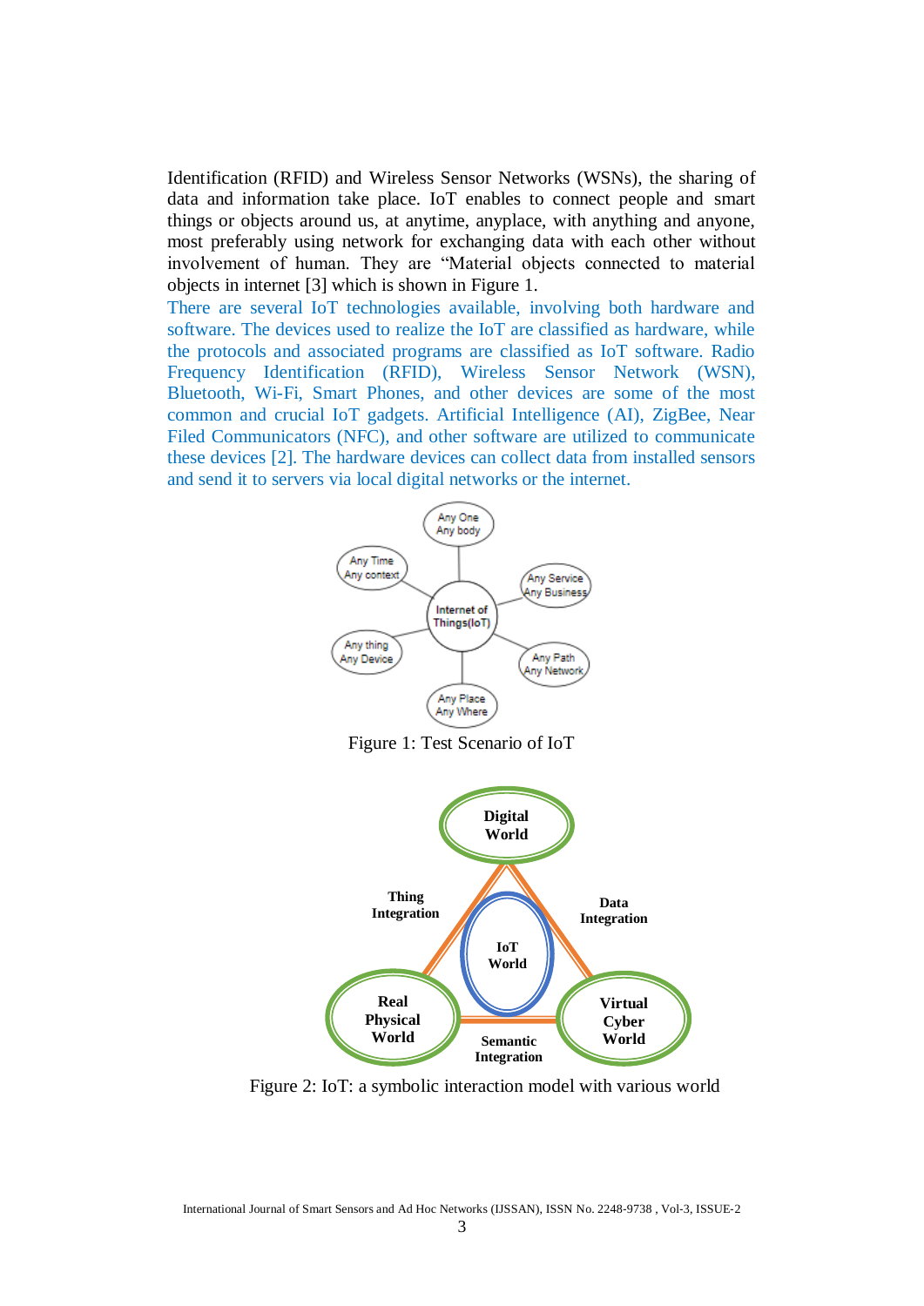Identification (RFID) and Wireless Sensor Networks (WSNs), the sharing of data and information take place. IoT enables to connect people and smart things or objects around us, at anytime, anyplace, with anything and anyone, most preferably using network for exchanging data with each other without involvement of human. They are "Material objects connected to material objects in internet [3] which is shown in Figure 1.

There are several IoT technologies available, involving both hardware and software. The devices used to realize the IoT are classified as hardware, while the protocols and associated programs are classified as IoT software. Radio Frequency Identification (RFID), Wireless Sensor Network (WSN), Bluetooth, Wi-Fi, Smart Phones, and other devices are some of the most common and crucial IoT gadgets. Artificial Intelligence (AI), ZigBee, Near Filed Communicators (NFC), and other software are utilized to communicate these devices [2]. The hardware devices can collect data from installed sensors and send it to servers via local digital networks or the internet.

Figure 1: Test Scenario of IoT

Figure 2: IoT: a symbolic interaction model with various world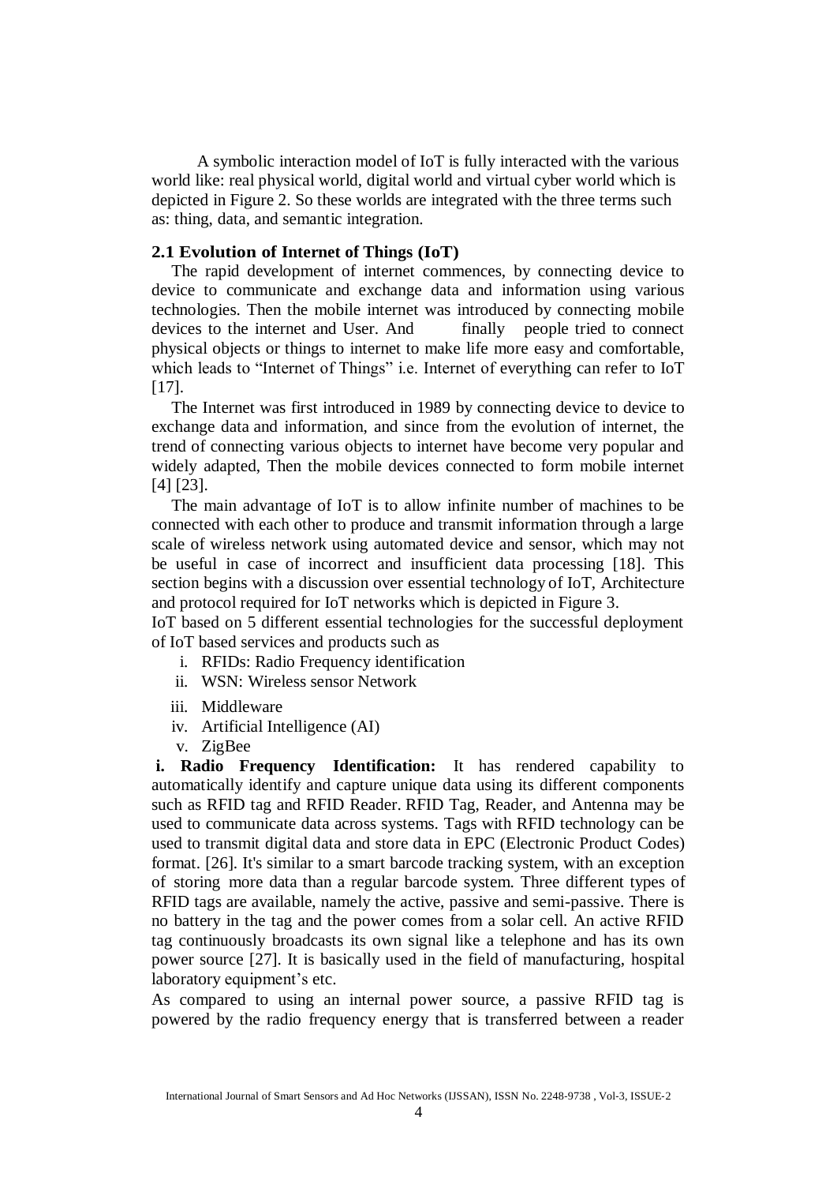A symbolic interaction model of IoT is fully interacted with the various world like: real physical world, digital world and virtual cyber world which is depicted in Figure 2. So these worlds are integrated with the three terms such as: thing, data, and semantic integration.

### 2.1 Evolution of Internet of Things (IoT)

The rapid development of internet commences, by connecting device to device to communicate and exchange data and information using various technologies. Then the mobile internet was introduced by connecting mobile devices to the internet and User. And finally people tried to connect physical objects or things to internet to make life more easy and comfortable, which leads to "Internet of Things" i.e. Internet of everything can refer to IoT [17].

The Internet was first introduced in 1989 by connecting device to device to exchange data and information, and since from the evolution of internet, the trend of connecting various objects to internet have become very popular and widely adapted, Then the mobile devices connected to form mobile internet [4] [23].

The main advantage of IoT is to allow infinite number of machines to be connected with each other to produce and transmit information through a large scale of wireless network using automated device and sensor, which may not be useful in case of incorrect and insufficient data processing [18]. This section begins with a discussion over essential technology of IoT, Architecture and protocol required for IoT networks which is depicted in Figure 3.

IoT based on 5 different essential technologies for the successful deployment of IoT based services and products such as

i. RFIDs: Radio Frequency identification
ii. WSN: Wireless sensor Network
iii. Middleware
iv. Artificial Intelligence (AI)
v. ZigBee

**i. Radio Frequency Identification:** It has rendered capability to automatically identify and capture unique data using its different components such as RFID tag and RFID Reader. RFID Tag, Reader, and Antenna may be used to communicate data across systems. Tags with RFID technology can be used to transmit digital data and store data in EPC (Electronic Product Codes) format. [26]. It's similar to a smart barcode tracking system, with an exception of storing more data than a regular barcode system. Three different types of RFID tags are available, namely the active, passive and semi-passive. There is no battery in the tag and the power comes from a solar cell. An active RFID tag continuously broadcasts its own signal like a telephone and has its own power source [27]. It is basically used in the field of manufacturing, hospital laboratory equipment's etc.

As compared to using an internal power source, a passive RFID tag is powered by the radio frequency energy that is transferred between a reader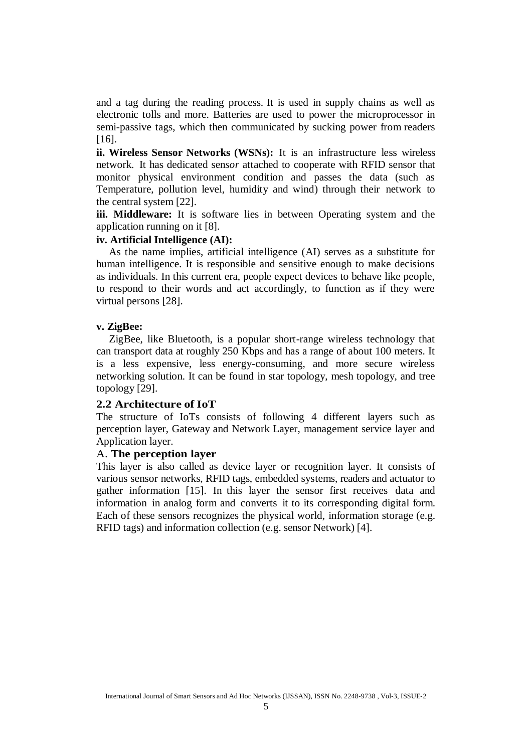and a tag during the reading process. It is used in supply chains as well as electronic tolls and more. Batteries are used to power the microprocessor in semi-passive tags, which then communicated by sucking power from readers [16].

**ii. Wireless Sensor Networks (WSNs):** It is an infrastructure less wireless network. It has dedicated sen*sor* attached to cooperate with RFID sensor that monitor physical environment condition and passes the data (such as Temperature, pollution level, humidity and wind) through their network to the central system [22].

**iii. Middleware:** It is software lies in between Operating system and the application running on it [8].

**iv. Artificial Intelligence (AI):**

As the name implies, artificial intelligence (AI) serves as a substitute for human intelligence. It is responsible and sensitive enough to make decisions as individuals. In this current era, people expect devices to behave like people, to respond to their words and act accordingly, to function as if they were virtual persons [28].

**v. ZigBee:**

ZigBee, like Bluetooth, is a popular short-range wireless technology that can transport data at roughly 250 Kbps and has a range of about 100 meters. It is a less expensive, less energy-consuming, and more secure wireless networking solution. It can be found in star topology, mesh topology, and tree topology [29].

## 2.2 Architecture of IoT

The structure of IoTs consists of following 4 different layers such as perception layer, Gateway and Network Layer, management service layer and Application layer.

### A. The perception layer

This layer is also called as device layer or recognition layer. It consists of various sensor networks, RFID tags, embedded systems, readers and actuator to gather information [15]. In this layer the sensor first receives data and information in analog form and converts it to its corresponding digital form. Each of these sensors recognizes the physical world, information storage (e.g. RFID tags) and information collection (e.g. sensor Network) [4].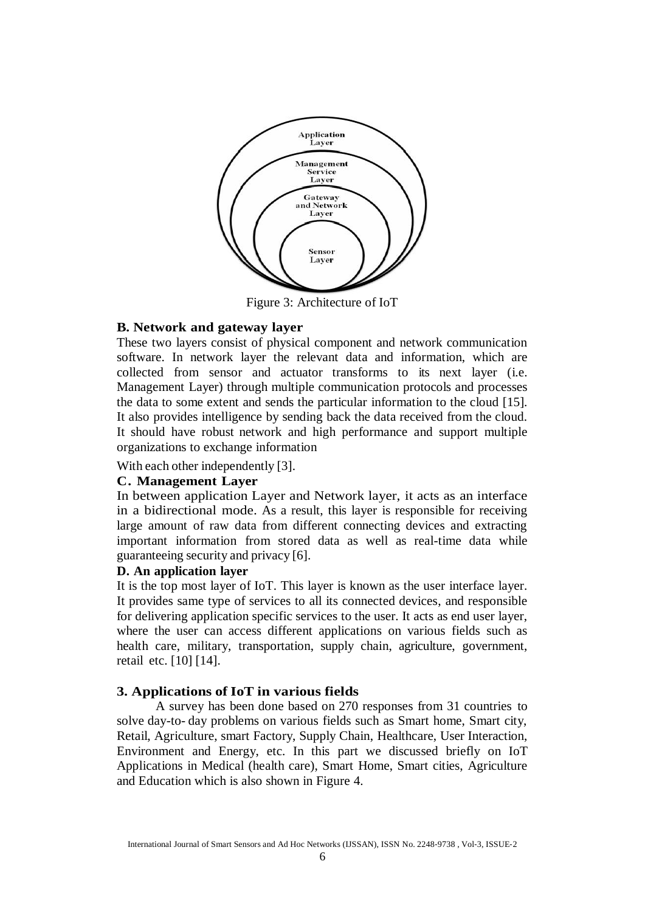Figure 3: Architecture of IoT

**B. Network and gateway layer**

These two layers consist of physical component and network communication software. In network layer the relevant data and information, which are collected from sensor and actuator transforms to its next layer (i.e. Management Layer) through multiple communication protocols and processes the data to some extent and sends the particular information to the cloud [15]. It also provides intelligence by sending back the data received from the cloud. It should have robust network and high performance and support multiple organizations to exchange information

With each other independently [3].

**C. Management Layer**

In between application Layer and Network layer, it acts as an interface in a bidirectional mode. As a result, this layer is responsible for receiving large amount of raw data from different connecting devices and extracting important information from stored data as well as real-time data while guaranteeing security and privacy [6].

**D. An application layer**

It is the top most layer of IoT. This layer is known as the user interface layer. It provides same type of services to all its connected devices, and responsible for delivering application specific services to the user. It acts as end user layer, where the user can access different applications on various fields such as health care, military, transportation, supply chain, agriculture, government, retail etc. [10] [14].

## 3. Applications of IoT in various fields

A survey has been done based on 270 responses from 31 countries to solve day-to- day problems on various fields such as Smart home, Smart city, Retail, Agriculture, smart Factory, Supply Chain, Healthcare, User Interaction, Environment and Energy, etc. In this part we discussed briefly on IoT Applications in Medical (health care), Smart Home, Smart cities, Agriculture and Education which is also shown in Figure 4.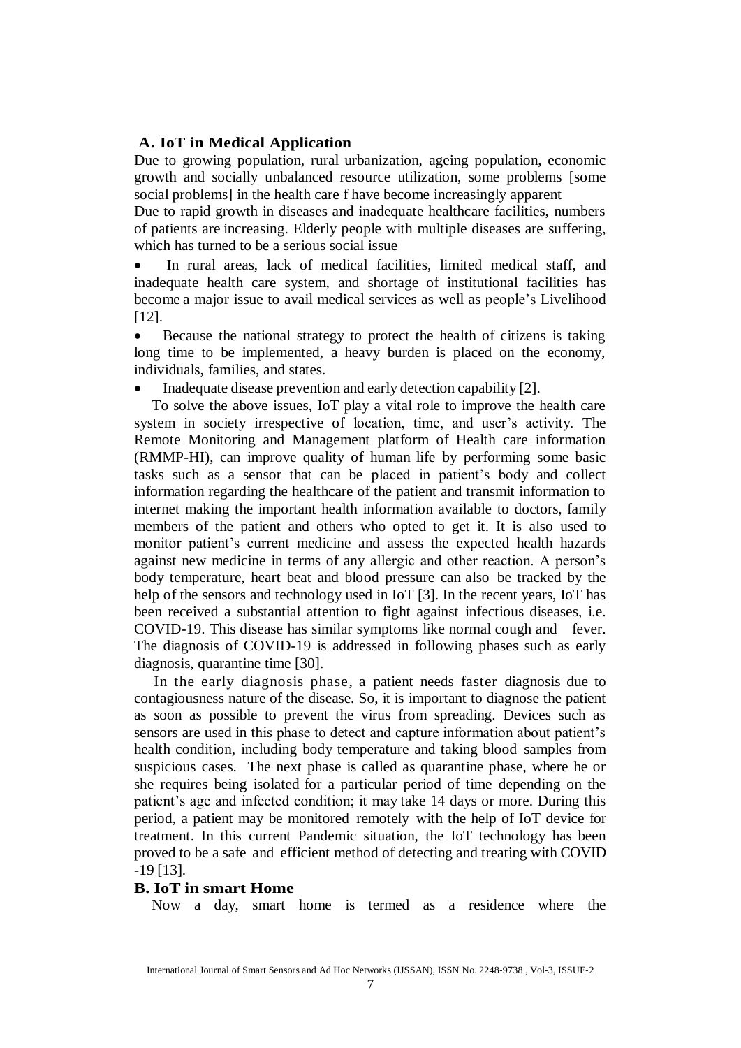### A. IoT in Medical Application

Due to growing population, rural urbanization, ageing population, economic growth and socially unbalanced resource utilization, some problems [some social problems] in the health care f have become increasingly apparent

Due to rapid growth in diseases and inadequate healthcare facilities, numbers of patients are increasing. Elderly people with multiple diseases are suffering, which has turned to be a serious social issue

- In rural areas, lack of medical facilities, limited medical staff, and inadequate health care system, and shortage of institutional facilities has become a major issue to avail medical services as well as people's Livelihood [12].
- Because the national strategy to protect the health of citizens is taking long time to be implemented, a heavy burden is placed on the economy, individuals, families, and states.
- Inadequate disease prevention and early detection capability [2].

To solve the above issues, IoT play a vital role to improve the health care system in society irrespective of location, time, and user's activity. The Remote Monitoring and Management platform of Health care information (RMMP-HI), can improve quality of human life by performing some basic tasks such as a sensor that can be placed in patient's body and collect information regarding the healthcare of the patient and transmit information to internet making the important health information available to doctors, family members of the patient and others who opted to get it. It is also used to monitor patient's current medicine and assess the expected health hazards against new medicine in terms of any allergic and other reaction. A person's body temperature, heart beat and blood pressure can also be tracked by the help of the sensors and technology used in IoT [3]. In the recent years, IoT has been received a substantial attention to fight against infectious diseases, i.e. COVID-19. This disease has similar symptoms like normal cough and fever. The diagnosis of COVID-19 is addressed in following phases such as early diagnosis, quarantine time [30].

In the early diagnosis phase, a patient needs faster diagnosis due to contagiousness nature of the disease. So, it is important to diagnose the patient as soon as possible to prevent the virus from spreading. Devices such as sensors are used in this phase to detect and capture information about patient's health condition, including body temperature and taking blood samples from suspicious cases. The next phase is called as quarantine phase, where he or she requires being isolated for a particular period of time depending on the patient's age and infected condition; it may take 14 days or more. During this period, a patient may be monitored remotely with the help of IoT device for treatment. In this current Pandemic situation, the IoT technology has been proved to be a safe and efficient method of detecting and treating with COVID -19 [13].

### B. IoT in smart Home

Now a day, smart home is termed as a residence where the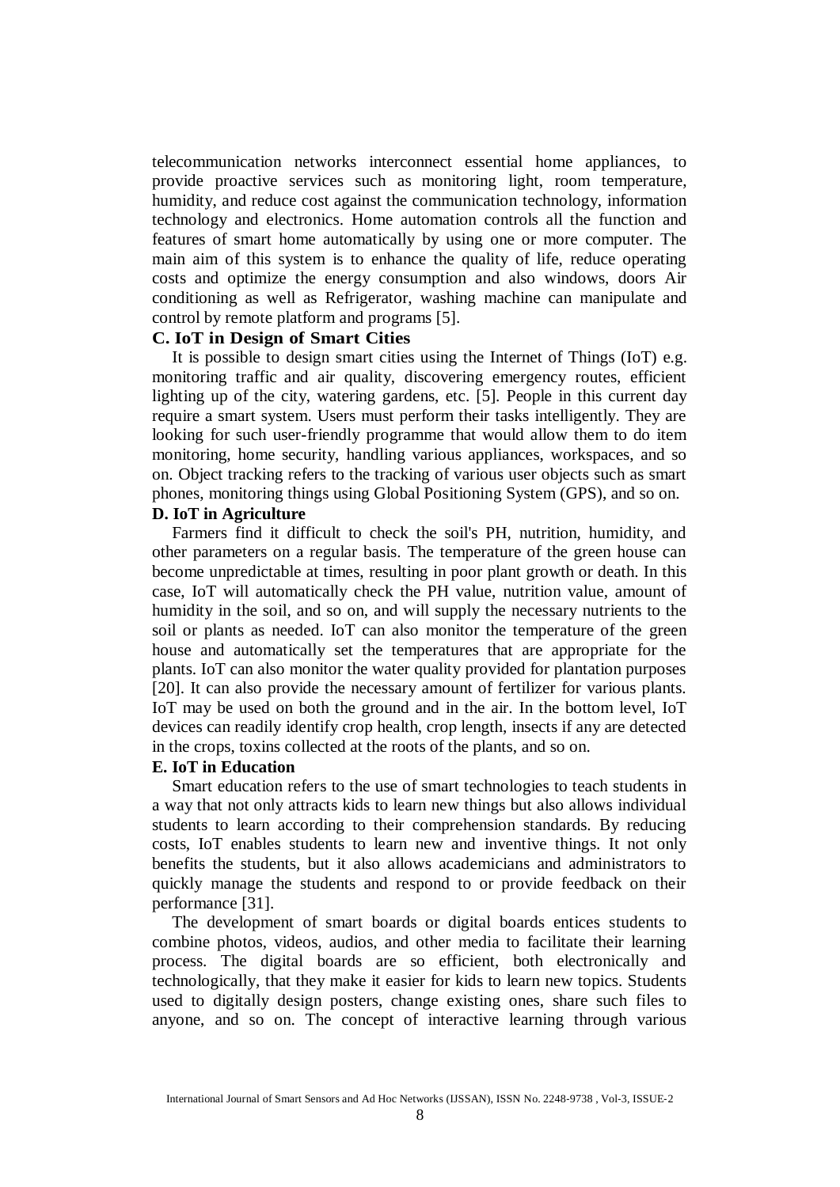telecommunication networks interconnect essential home appliances, to provide proactive services such as monitoring light, room temperature, humidity, and reduce cost against the communication technology, information technology and electronics. Home automation controls all the function and features of smart home automatically by using one or more computer. The main aim of this system is to enhance the quality of life, reduce operating costs and optimize the energy consumption and also windows, doors Air conditioning as well as Refrigerator, washing machine can manipulate and control by remote platform and programs [5].

### C. IoT in Design of Smart Cities

It is possible to design smart cities using the Internet of Things (IoT) e.g. monitoring traffic and air quality, discovering emergency routes, efficient lighting up of the city, watering gardens, etc. [5]. People in this current day require a smart system. Users must perform their tasks intelligently. They are looking for such user-friendly programme that would allow them to do item monitoring, home security, handling various appliances, workspaces, and so on. Object tracking refers to the tracking of various user objects such as smart phones, monitoring things using Global Positioning System (GPS), and so on.

### D. IoT in Agriculture

Farmers find it difficult to check the soil's PH, nutrition, humidity, and other parameters on a regular basis. The temperature of the green house can become unpredictable at times, resulting in poor plant growth or death. In this case, IoT will automatically check the PH value, nutrition value, amount of humidity in the soil, and so on, and will supply the necessary nutrients to the soil or plants as needed. IoT can also monitor the temperature of the green house and automatically set the temperatures that are appropriate for the plants. IoT can also monitor the water quality provided for plantation purposes [20]. It can also provide the necessary amount of fertilizer for various plants. IoT may be used on both the ground and in the air. In the bottom level, IoT devices can readily identify crop health, crop length, insects if any are detected in the crops, toxins collected at the roots of the plants, and so on.

### E. IoT in Education

Smart education refers to the use of smart technologies to teach students in a way that not only attracts kids to learn new things but also allows individual students to learn according to their comprehension standards. By reducing costs, IoT enables students to learn new and inventive things. It not only benefits the students, but it also allows academicians and administrators to quickly manage the students and respond to or provide feedback on their performance [31].

The development of smart boards or digital boards entices students to combine photos, videos, audios, and other media to facilitate their learning process. The digital boards are so efficient, both electronically and technologically, that they make it easier for kids to learn new topics. Students used to digitally design posters, change existing ones, share such files to anyone, and so on. The concept of interactive learning through various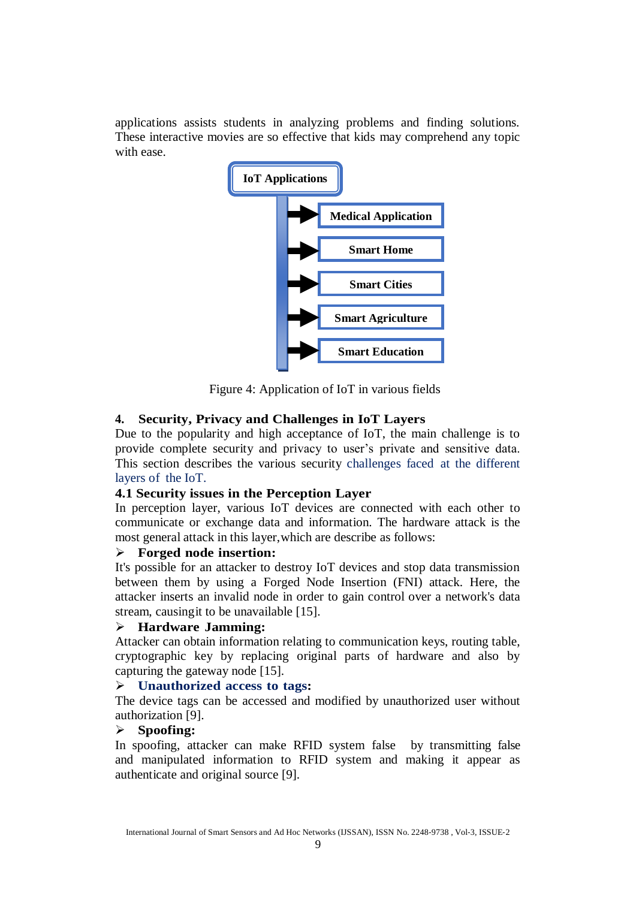applications assists students in analyzing problems and finding solutions. These interactive movies are so effective that kids may comprehend any topic with ease.

**IoT Applications**

- Medical Application
- Smart Home
- Smart Cities
- Smart Agriculture
- Smart Education

Figure 4: Application of IoT in various fields

## 4. Security, Privacy and Challenges in IoT Layers

Due to the popularity and high acceptance of IoT, the main challenge is to provide complete security and privacy to user's private and sensitive data. This section describes the various security challenges faced at the different layers of the IoT.

### 4.1 Security issues in the Perception Layer

In perception layer, various IoT devices are connected with each other to communicate or exchange data and information. The hardware attack is the most general attack in this layer,which are describe as follows:

➢ **Forged node insertion:**

It's possible for an attacker to destroy IoT devices and stop data transmission between them by using a Forged Node Insertion (FNI) attack. Here, the attacker inserts an invalid node in order to gain control over a network's data stream, causingit to be unavailable [15].

➢ **Hardware Jamming:**

Attacker can obtain information relating to communication keys, routing table, cryptographic key by replacing original parts of hardware and also by capturing the gateway node [15].

➢ **Unauthorized access to tags:**

The device tags can be accessed and modified by unauthorized user without authorization [9].

➢ **Spoofing:**

In spoofing, attacker can make RFID system false by transmitting false and manipulated information to RFID system and making it appear as authenticate and original source [9].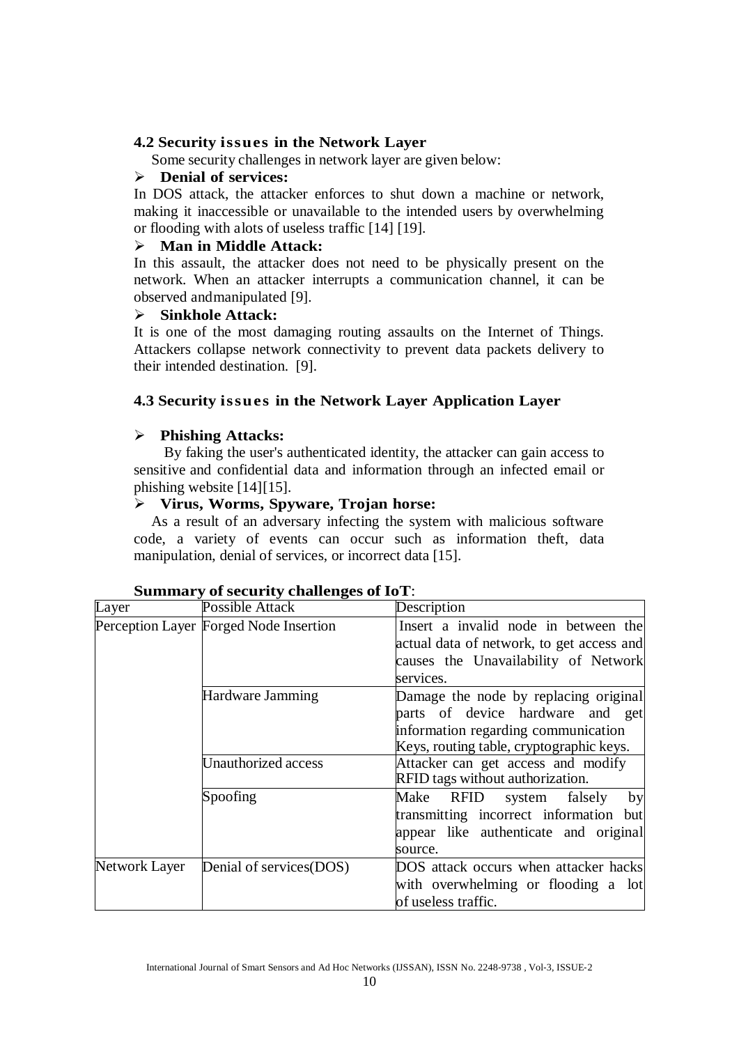### 4.2 Security issues in the Network Layer

Some security challenges in network layer are given below:

- **Denial of services:**

In DOS attack, the attacker enforces to shut down a machine or network, making it inaccessible or unavailable to the intended users by overwhelming or flooding with alots of useless traffic [14] [19].

- **Man in Middle Attack:**

In this assault, the attacker does not need to be physically present on the network. When an attacker interrupts a communication channel, it can be observed andmanipulated [9].

- **Sinkhole Attack:**

It is one of the most damaging routing assaults on the Internet of Things. Attackers collapse network connectivity to prevent data packets delivery to their intended destination. [9].

### 4.3 Security issues in the Network Layer Application Layer

- **Phishing Attacks:**

By faking the user's authenticated identity, the attacker can gain access to sensitive and confidential data and information through an infected email or phishing website [14][15].

- **Virus, Worms, Spyware, Trojan horse:**

As a result of an adversary infecting the system with malicious software code, a variety of events can occur such as information theft, data manipulation, denial of services, or incorrect data [15].

**Summary of security challenges of IoT**:

| Layer | Possible Attack | Description |
|---|---|---|
| Perception Layer | Forged Node Insertion | Insert a invalid node in between the actual data of network, to get access and causes the Unavailability of Network services. |
| | Hardware Jamming | Damage the node by replacing original parts of device hardware and get information regarding communication Keys, routing table, cryptographic keys. |
| | Unauthorized access | Attacker can get access and modify RFID tags without authorization. |
| | Spoofing | Make RFID system falsely by transmitting incorrect information but appear like authenticate and original source. |
| Network Layer | Denial of services(DOS) | DOS attack occurs when attacker hacks with overwhelming or flooding a lot of useless traffic. |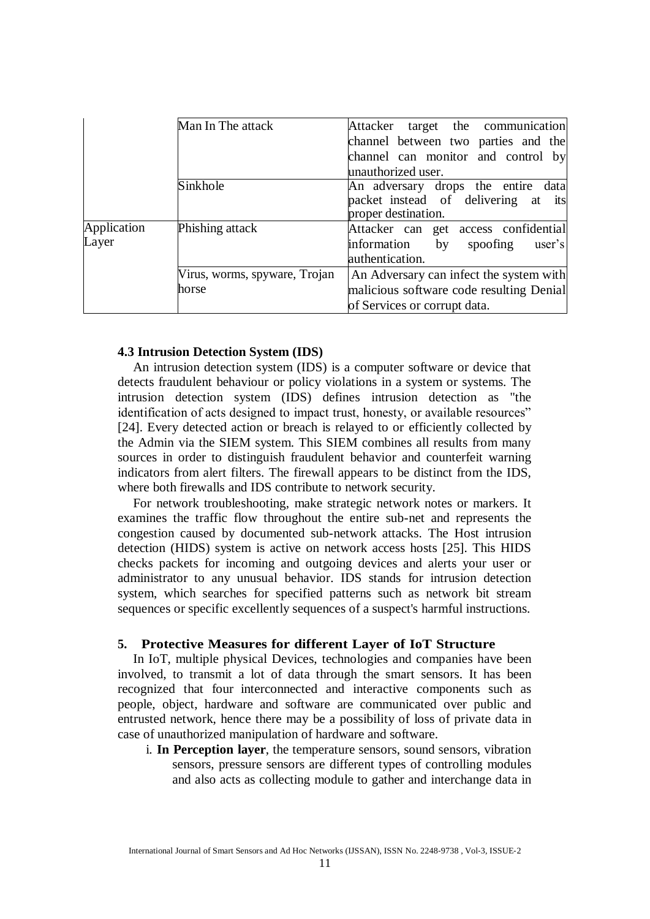| | | |
|---|---|---|
| | Man In The attack | Attacker target the communication channel between two parties and the channel can monitor and control by unauthorized user. |
| | Sinkhole | An adversary drops the entire data packet instead of delivering at its proper destination. |
| Application Layer | Phishing attack | Attacker can get access confidential information by spoofing user's authentication. |
| | Virus, worms, spyware, Trojan horse | An Adversary can infect the system with malicious software code resulting Denial of Services or corrupt data. |

### 4.3 Intrusion Detection System (IDS)

An intrusion detection system (IDS) is a computer software or device that detects fraudulent behaviour or policy violations in a system or systems. The intrusion detection system (IDS) defines intrusion detection as "the identification of acts designed to impact trust, honesty, or available resources" [24]. Every detected action or breach is relayed to or efficiently collected by the Admin via the SIEM system. This SIEM combines all results from many sources in order to distinguish fraudulent behavior and counterfeit warning indicators from alert filters. The firewall appears to be distinct from the IDS, where both firewalls and IDS contribute to network security.

For network troubleshooting, make strategic network notes or markers. It examines the traffic flow throughout the entire sub-net and represents the congestion caused by documented sub-network attacks. The Host intrusion detection (HIDS) system is active on network access hosts [25]. This HIDS checks packets for incoming and outgoing devices and alerts your user or administrator to any unusual behavior. IDS stands for intrusion detection system, which searches for specified patterns such as network bit stream sequences or specific excellently sequences of a suspect's harmful instructions.

## 5. Protective Measures for different Layer of IoT Structure

In IoT, multiple physical Devices, technologies and companies have been involved, to transmit a lot of data through the smart sensors. It has been recognized that four interconnected and interactive components such as people, object, hardware and software are communicated over public and entrusted network, hence there may be a possibility of loss of private data in case of unauthorized manipulation of hardware and software.

i. **In Perception layer**, the temperature sensors, sound sensors, vibration sensors, pressure sensors are different types of controlling modules and also acts as collecting module to gather and interchange data in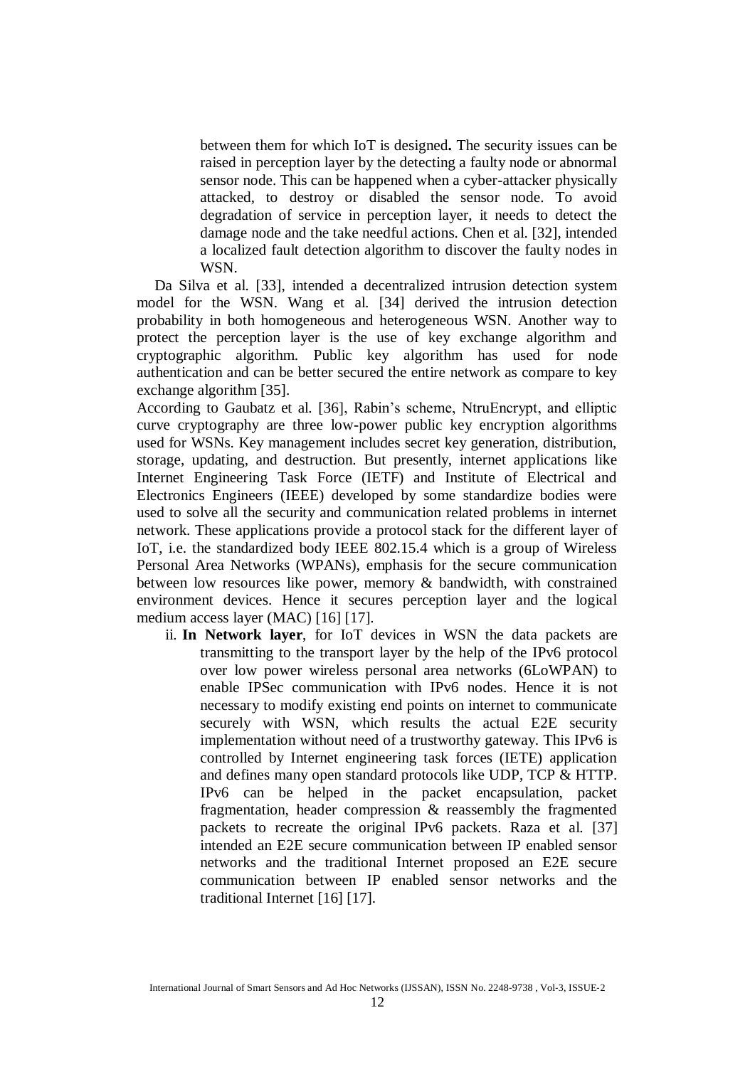between them for which IoT is designed**.** The security issues can be raised in perception layer by the detecting a faulty node or abnormal sensor node. This can be happened when a cyber-attacker physically attacked, to destroy or disabled the sensor node. To avoid degradation of service in perception layer, it needs to detect the damage node and the take needful actions. Chen et al. [32], intended a localized fault detection algorithm to discover the faulty nodes in WSN.

Da Silva et al. [33], intended a decentralized intrusion detection system model for the WSN. Wang et al. [34] derived the intrusion detection probability in both homogeneous and heterogeneous WSN. Another way to protect the perception layer is the use of key exchange algorithm and cryptographic algorithm. Public key algorithm has used for node authentication and can be better secured the entire network as compare to key exchange algorithm [35].

According to Gaubatz et al. [36], Rabin's scheme, NtruEncrypt, and elliptic curve cryptography are three low-power public key encryption algorithms used for WSNs. Key management includes secret key generation, distribution, storage, updating, and destruction. But presently, internet applications like Internet Engineering Task Force (IETF) and Institute of Electrical and Electronics Engineers (IEEE) developed by some standardize bodies were used to solve all the security and communication related problems in internet network. These applications provide a protocol stack for the different layer of IoT, i.e. the standardized body IEEE 802.15.4 which is a group of Wireless Personal Area Networks (WPANs), emphasis for the secure communication between low resources like power, memory & bandwidth, with constrained environment devices. Hence it secures perception layer and the logical medium access layer (MAC) [16] [17].

ii. **In Network layer**, for IoT devices in WSN the data packets are transmitting to the transport layer by the help of the IPv6 protocol over low power wireless personal area networks (6LoWPAN) to enable IPSec communication with IPv6 nodes. Hence it is not necessary to modify existing end points on internet to communicate securely with WSN, which results the actual E2E security implementation without need of a trustworthy gateway. This IPv6 is controlled by Internet engineering task forces (IETE) application and defines many open standard protocols like UDP, TCP & HTTP. IPv6 can be helped in the packet encapsulation, packet fragmentation, header compression & reassembly the fragmented packets to recreate the original IPv6 packets. Raza et al. [37] intended an E2E secure communication between IP enabled sensor networks and the traditional Internet proposed an E2E secure communication between IP enabled sensor networks and the traditional Internet [16] [17].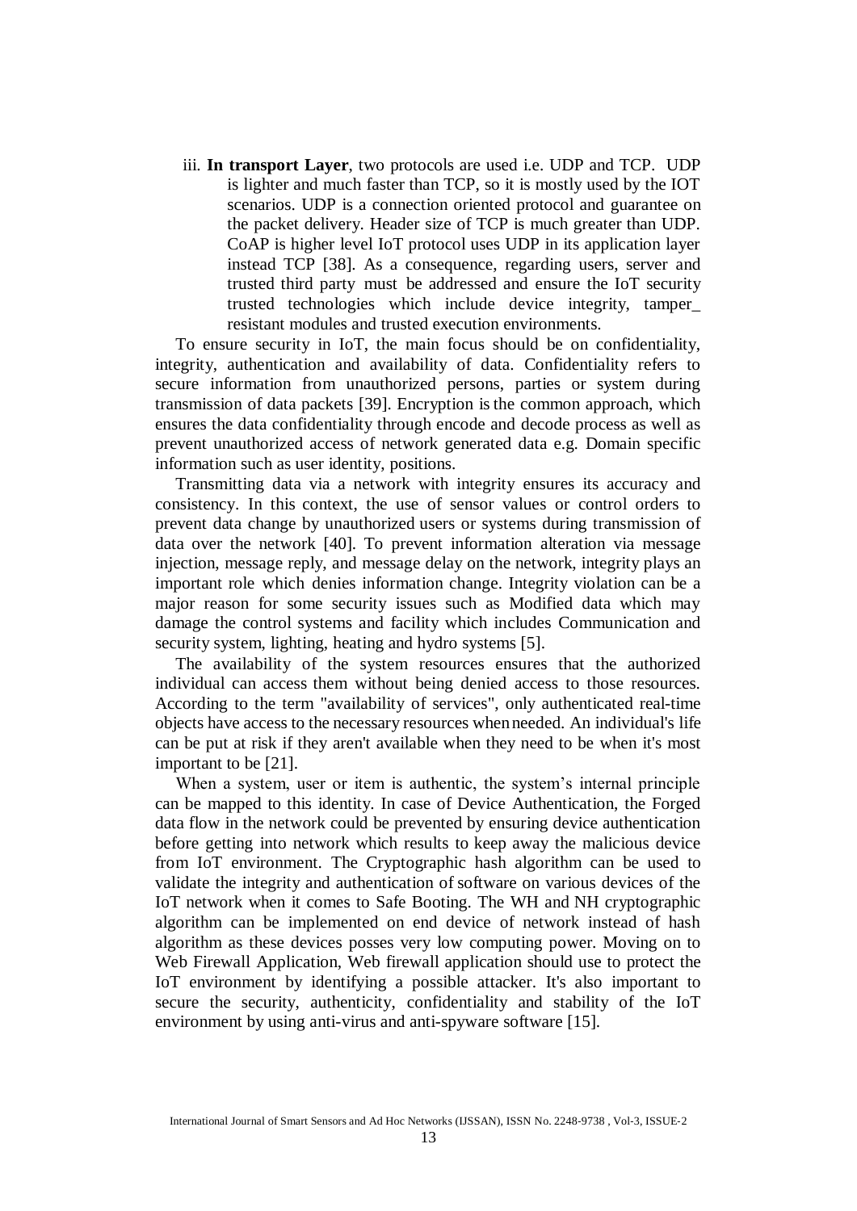iii. **In transport Layer**, two protocols are used i.e. UDP and TCP. UDP is lighter and much faster than TCP, so it is mostly used by the IOT scenarios. UDP is a connection oriented protocol and guarantee on the packet delivery. Header size of TCP is much greater than UDP. CoAP is higher level IoT protocol uses UDP in its application layer instead TCP [38]. As a consequence, regarding users, server and trusted third party must be addressed and ensure the IoT security trusted technologies which include device integrity, tamper_ resistant modules and trusted execution environments.

To ensure security in IoT, the main focus should be on confidentiality, integrity, authentication and availability of data. Confidentiality refers to secure information from unauthorized persons, parties or system during transmission of data packets [39]. Encryption is the common approach, which ensures the data confidentiality through encode and decode process as well as prevent unauthorized access of network generated data e.g. Domain specific information such as user identity, positions.

Transmitting data via a network with integrity ensures its accuracy and consistency. In this context, the use of sensor values or control orders to prevent data change by unauthorized users or systems during transmission of data over the network [40]. To prevent information alteration via message injection, message reply, and message delay on the network, integrity plays an important role which denies information change. Integrity violation can be a major reason for some security issues such as Modified data which may damage the control systems and facility which includes Communication and security system, lighting, heating and hydro systems [5].

The availability of the system resources ensures that the authorized individual can access them without being denied access to those resources. According to the term "availability of services", only authenticated real-time objects have access to the necessary resources when needed. An individual's life can be put at risk if they aren't available when they need to be when it's most important to be [21].

When a system, user or item is authentic, the system's internal principle can be mapped to this identity. In case of Device Authentication, the Forged data flow in the network could be prevented by ensuring device authentication before getting into network which results to keep away the malicious device from IoT environment. The Cryptographic hash algorithm can be used to validate the integrity and authentication of software on various devices of the IoT network when it comes to Safe Booting. The WH and NH cryptographic algorithm can be implemented on end device of network instead of hash algorithm as these devices posses very low computing power. Moving on to Web Firewall Application, Web firewall application should use to protect the IoT environment by identifying a possible attacker. It's also important to secure the security, authenticity, confidentiality and stability of the IoT environment by using anti-virus and anti-spyware software [15].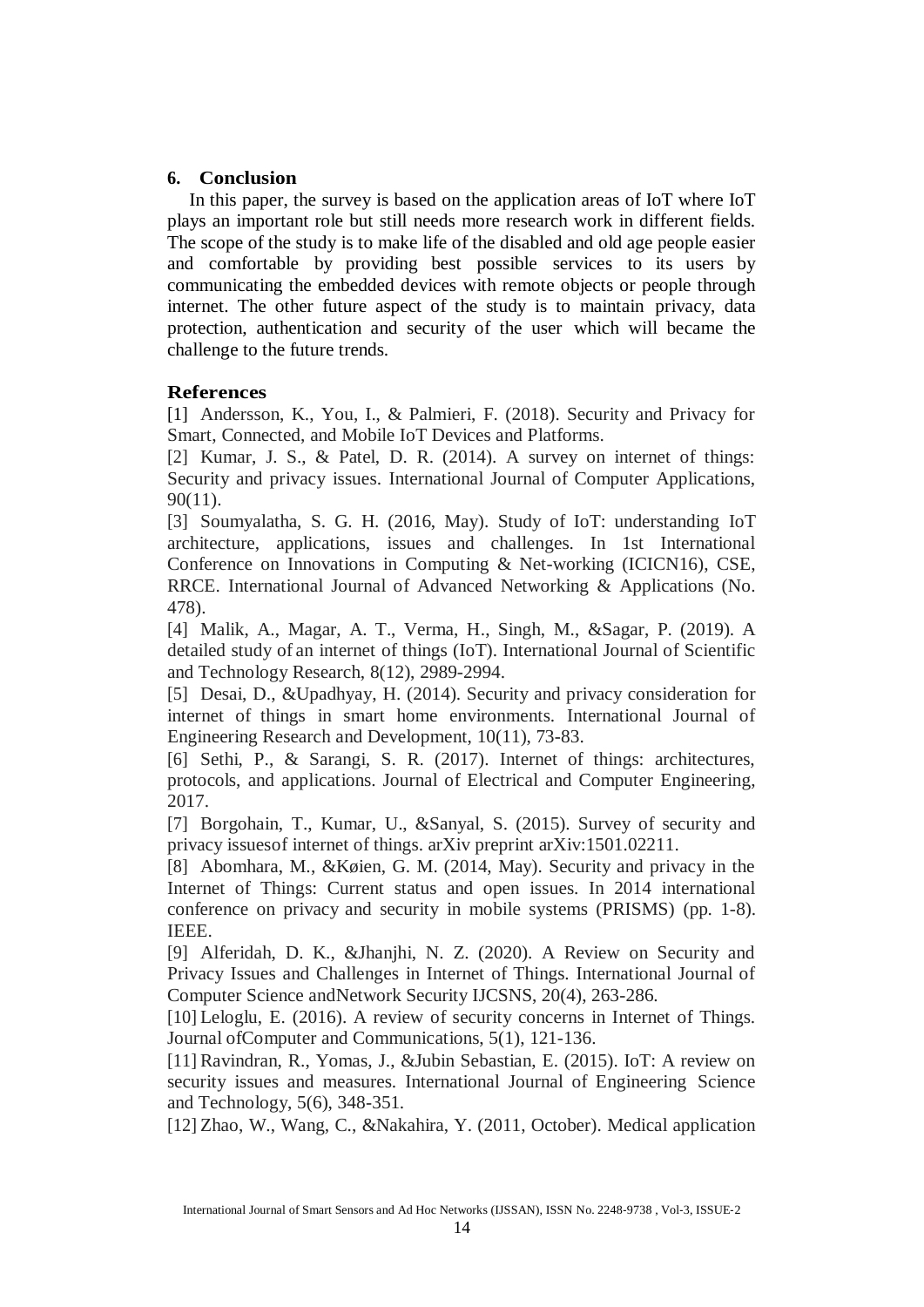## 6. Conclusion

In this paper, the survey is based on the application areas of IoT where IoT plays an important role but still needs more research work in different fields. The scope of the study is to make life of the disabled and old age people easier and comfortable by providing best possible services to its users by communicating the embedded devices with remote objects or people through internet. The other future aspect of the study is to maintain privacy, data protection, authentication and security of the user which will became the challenge to the future trends.

## References

[1] Andersson, K., You, I., & Palmieri, F. (2018). Security and Privacy for Smart, Connected, and Mobile IoT Devices and Platforms.

[2] Kumar, J. S., & Patel, D. R. (2014). A survey on internet of things: Security and privacy issues. International Journal of Computer Applications, 90(11).

[3] Soumyalatha, S. G. H. (2016, May). Study of IoT: understanding IoT architecture, applications, issues and challenges. In 1st International Conference on Innovations in Computing & Net-working (ICICN16), CSE, RRCE. International Journal of Advanced Networking & Applications (No. 478).

[4] Malik, A., Magar, A. T., Verma, H., Singh, M., &Sagar, P. (2019). A detailed study of an internet of things (IoT). International Journal of Scientific and Technology Research, 8(12), 2989-2994.

[5] Desai, D., &Upadhyay, H. (2014). Security and privacy consideration for internet of things in smart home environments. International Journal of Engineering Research and Development, 10(11), 73-83.

[6] Sethi, P., & Sarangi, S. R. (2017). Internet of things: architectures, protocols, and applications. Journal of Electrical and Computer Engineering, 2017.

[7] Borgohain, T., Kumar, U., &Sanyal, S. (2015). Survey of security and privacy issuesof internet of things. arXiv preprint arXiv:1501.02211.

[8] Abomhara, M., &Køien, G. M. (2014, May). Security and privacy in the Internet of Things: Current status and open issues. In 2014 international conference on privacy and security in mobile systems (PRISMS) (pp. 1-8). IEEE.

[9] Alferidah, D. K., &Jhanjhi, N. Z. (2020). A Review on Security and Privacy Issues and Challenges in Internet of Things. International Journal of Computer Science andNetwork Security IJCSNS, 20(4), 263-286.

[10] Leloglu, E. (2016). A review of security concerns in Internet of Things. Journal ofComputer and Communications, 5(1), 121-136.

[11] Ravindran, R., Yomas, J., &Jubin Sebastian, E. (2015). IoT: A review on security issues and measures. International Journal of Engineering Science and Technology, 5(6), 348-351.

[12] Zhao, W., Wang, C., &Nakahira, Y. (2011, October). Medical application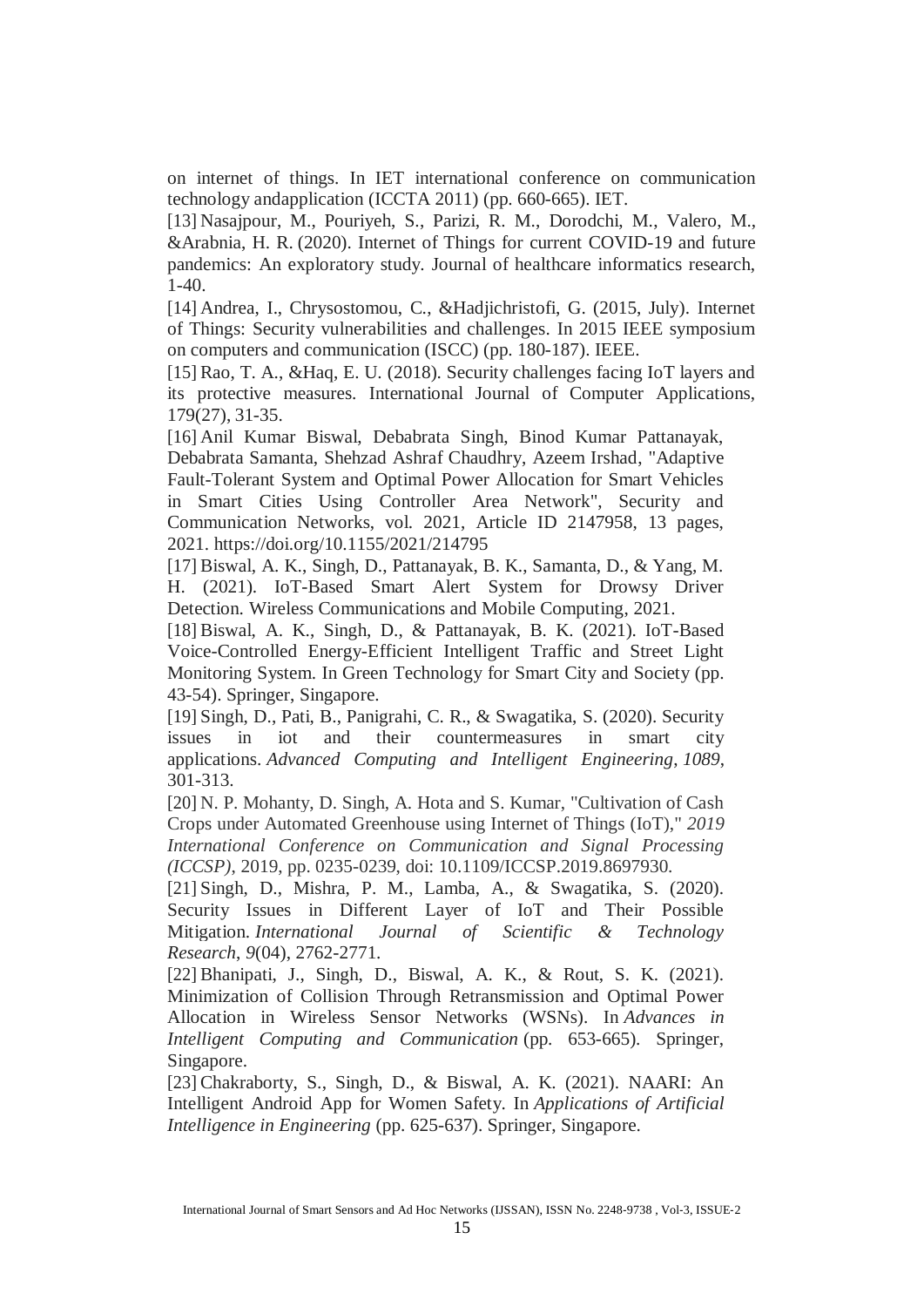on internet of things. In IET international conference on communication technology andapplication (ICCTA 2011) (pp. 660-665). IET.

[13] Nasajpour, M., Pouriyeh, S., Parizi, R. M., Dorodchi, M., Valero, M., &Arabnia, H. R. (2020). Internet of Things for current COVID-19 and future pandemics: An exploratory study. Journal of healthcare informatics research, 1-40.

[14] Andrea, I., Chrysostomou, C., &Hadjichristofi, G. (2015, July). Internet of Things: Security vulnerabilities and challenges. In 2015 IEEE symposium on computers and communication (ISCC) (pp. 180-187). IEEE.

[15] Rao, T. A., &Haq, E. U. (2018). Security challenges facing IoT layers and its protective measures. International Journal of Computer Applications, 179(27), 31-35.

[16] Anil Kumar Biswal, Debabrata Singh, Binod Kumar Pattanayak, Debabrata Samanta, Shehzad Ashraf Chaudhry, Azeem Irshad, "Adaptive Fault-Tolerant System and Optimal Power Allocation for Smart Vehicles in Smart Cities Using Controller Area Network", Security and Communication Networks, vol. 2021, Article ID 2147958, 13 pages, 2021. https://doi.org/10.1155/2021/214795

[17] Biswal, A. K., Singh, D., Pattanayak, B. K., Samanta, D., & Yang, M. H. (2021). IoT-Based Smart Alert System for Drowsy Driver Detection. Wireless Communications and Mobile Computing, 2021.

[18] Biswal, A. K., Singh, D., & Pattanayak, B. K. (2021). IoT-Based Voice-Controlled Energy-Efficient Intelligent Traffic and Street Light Monitoring System. In Green Technology for Smart City and Society (pp. 43-54). Springer, Singapore.

[19] Singh, D., Pati, B., Panigrahi, C. R., & Swagatika, S. (2020). Security issues in iot and their countermeasures in smart city applications. *Advanced Computing and Intelligent Engineering*, *1089*, 301-313.

[20] N. P. Mohanty, D. Singh, A. Hota and S. Kumar, "Cultivation of Cash Crops under Automated Greenhouse using Internet of Things (IoT)," *2019 International Conference on Communication and Signal Processing (ICCSP)*, 2019, pp. 0235-0239, doi: 10.1109/ICCSP.2019.8697930.

[21] Singh, D., Mishra, P. M., Lamba, A., & Swagatika, S. (2020). Security Issues in Different Layer of IoT and Their Possible Mitigation. *International Journal of Scientific & Technology Research*, *9*(04), 2762-2771.

[22] Bhanipati, J., Singh, D., Biswal, A. K., & Rout, S. K. (2021). Minimization of Collision Through Retransmission and Optimal Power Allocation in Wireless Sensor Networks (WSNs). In *Advances in Intelligent Computing and Communication* (pp. 653-665). Springer, Singapore.

[23] Chakraborty, S., Singh, D., & Biswal, A. K. (2021). NAARI: An Intelligent Android App for Women Safety. In *Applications of Artificial Intelligence in Engineering* (pp. 625-637). Springer, Singapore.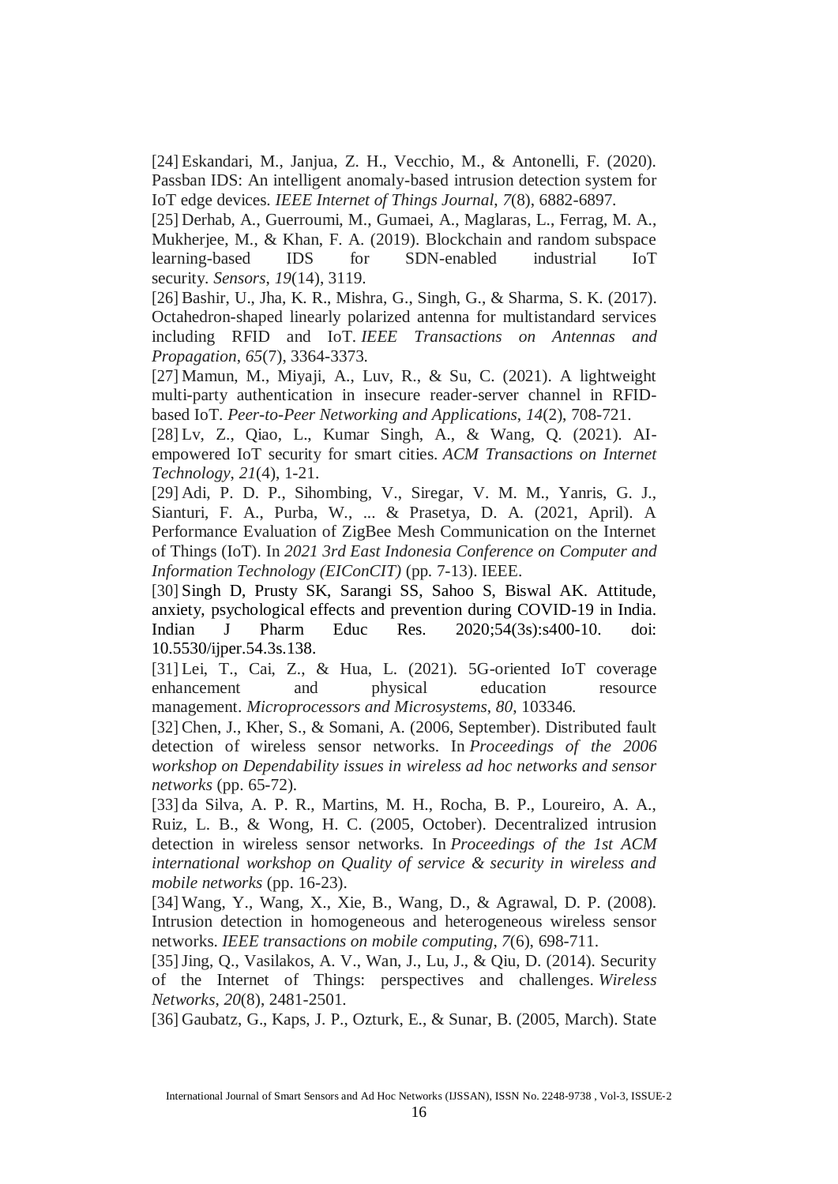[24] Eskandari, M., Janjua, Z. H., Vecchio, M., & Antonelli, F. (2020). Passban IDS: An intelligent anomaly-based intrusion detection system for IoT edge devices. *IEEE Internet of Things Journal*, *7*(8), 6882-6897.

[25] Derhab, A., Guerroumi, M., Gumaei, A., Maglaras, L., Ferrag, M. A., Mukherjee, M., & Khan, F. A. (2019). Blockchain and random subspace learning-based IDS for SDN-enabled industrial IoT security. *Sensors*, *19*(14), 3119.

[26] Bashir, U., Jha, K. R., Mishra, G., Singh, G., & Sharma, S. K. (2017). Octahedron-shaped linearly polarized antenna for multistandard services including RFID and IoT. *IEEE Transactions on Antennas and Propagation*, *65*(7), 3364-3373.

[27] Mamun, M., Miyaji, A., Luv, R., & Su, C. (2021). A lightweight multi-party authentication in insecure reader-server channel in RFID-based IoT. *Peer-to-Peer Networking and Applications*, *14*(2), 708-721.

[28] Lv, Z., Qiao, L., Kumar Singh, A., & Wang, Q. (2021). AI-empowered IoT security for smart cities. *ACM Transactions on Internet Technology*, *21*(4), 1-21.

[29] Adi, P. D. P., Sihombing, V., Siregar, V. M. M., Yanris, G. J., Sianturi, F. A., Purba, W., ... & Prasetya, D. A. (2021, April). A Performance Evaluation of ZigBee Mesh Communication on the Internet of Things (IoT). In *2021 3rd East Indonesia Conference on Computer and Information Technology (EIConCIT)* (pp. 7-13). IEEE.

[30] Singh D, Prusty SK, Sarangi SS, Sahoo S, Biswal AK. Attitude, anxiety, psychological effects and prevention during COVID-19 in India. Indian J Pharm Educ Res. 2020;54(3s):s400-10. doi: 10.5530/ijper.54.3s.138.

[31] Lei, T., Cai, Z., & Hua, L. (2021). 5G-oriented IoT coverage enhancement and physical education resource management. *Microprocessors and Microsystems*, *80*, 103346.

[32] Chen, J., Kher, S., & Somani, A. (2006, September). Distributed fault detection of wireless sensor networks. In *Proceedings of the 2006 workshop on Dependability issues in wireless ad hoc networks and sensor networks* (pp. 65-72).

[33] da Silva, A. P. R., Martins, M. H., Rocha, B. P., Loureiro, A. A., Ruiz, L. B., & Wong, H. C. (2005, October). Decentralized intrusion detection in wireless sensor networks. In *Proceedings of the 1st ACM international workshop on Quality of service & security in wireless and mobile networks* (pp. 16-23).

[34] Wang, Y., Wang, X., Xie, B., Wang, D., & Agrawal, D. P. (2008). Intrusion detection in homogeneous and heterogeneous wireless sensor networks. *IEEE transactions on mobile computing*, *7*(6), 698-711.

[35] Jing, Q., Vasilakos, A. V., Wan, J., Lu, J., & Qiu, D. (2014). Security of the Internet of Things: perspectives and challenges. *Wireless Networks*, *20*(8), 2481-2501.

[36] Gaubatz, G., Kaps, J. P., Ozturk, E., & Sunar, B. (2005, March). State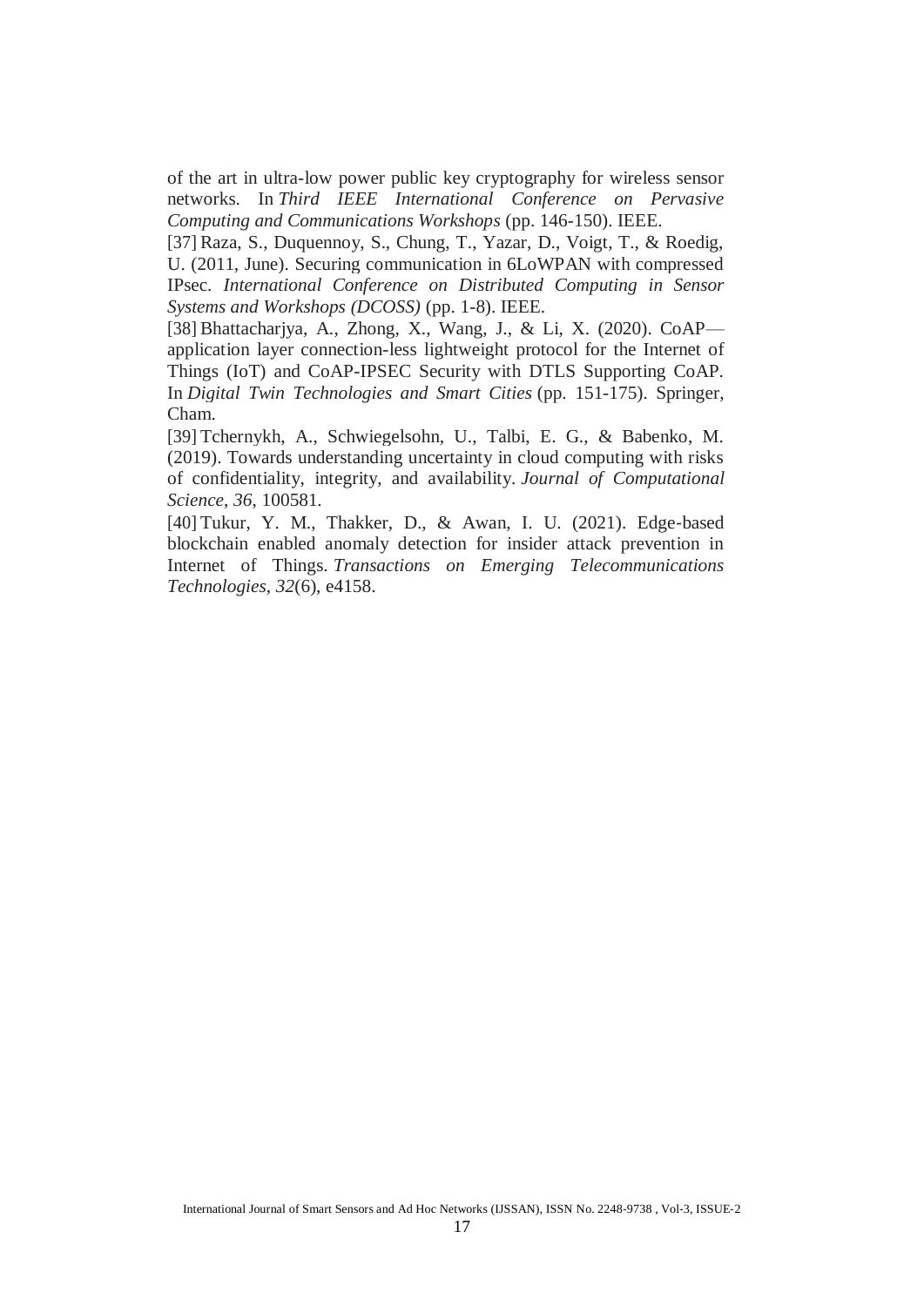of the art in ultra-low power public key cryptography for wireless sensor networks. In *Third IEEE International Conference on Pervasive Computing and Communications Workshops* (pp. 146-150). IEEE.

[37] Raza, S., Duquennoy, S., Chung, T., Yazar, D., Voigt, T., & Roedig, U. (2011, June). Securing communication in 6LoWPAN with compressed IPsec. *International Conference on Distributed Computing in Sensor Systems and Workshops (DCOSS)* (pp. 1-8). IEEE.

[38] Bhattacharjya, A., Zhong, X., Wang, J., & Li, X. (2020). CoAP—application layer connection-less lightweight protocol for the Internet of Things (IoT) and CoAP-IPSEC Security with DTLS Supporting CoAP. In *Digital Twin Technologies and Smart Cities* (pp. 151-175). Springer, Cham.

[39] Tchernykh, A., Schwiegelsohn, U., Talbi, E. G., & Babenko, M. (2019). Towards understanding uncertainty in cloud computing with risks of confidentiality, integrity, and availability. *Journal of Computational Science*, *36*, 100581.

[40] Tukur, Y. M., Thakker, D., & Awan, I. U. (2021). Edge-based blockchain enabled anomaly detection for insider attack prevention in Internet of Things. *Transactions on Emerging Telecommunications Technologies*, *32*(6), e4158.